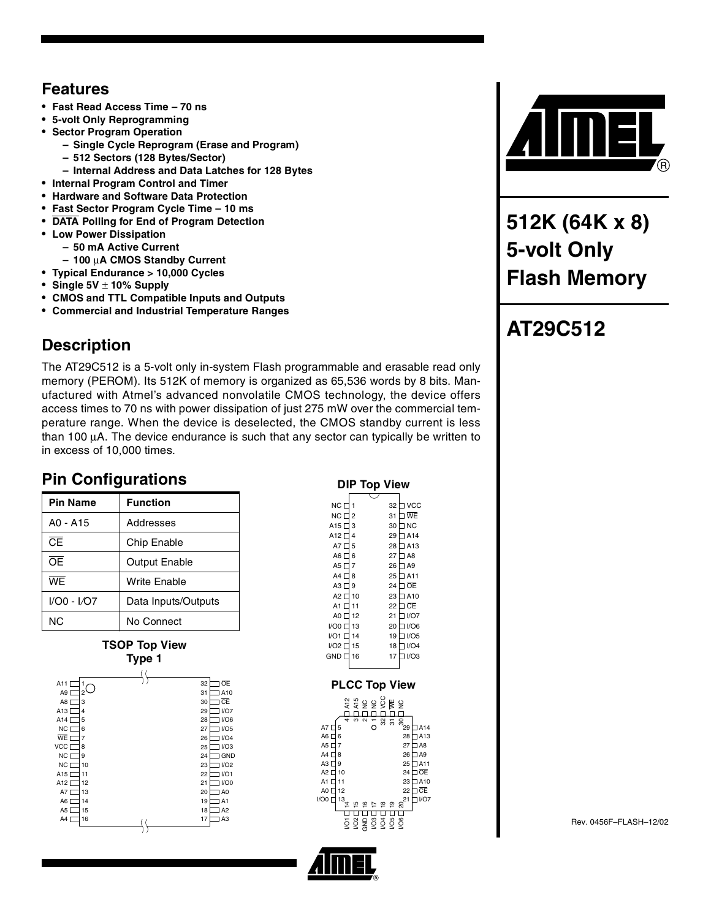# 512K (64K x 8) 5-volt Only Flash Memory

# AT29C512

## Features

- Fast Read Access Time – 70 ns
- 5-volt Only Reprogramming
- Sector Program Operation
  - Single Cycle Reprogram (Erase and Program)
  - 512 Sectors (128 Bytes/Sector)
  - Internal Address and Data Latches for 128 Bytes
- Internal Program Control and Timer
- Hardware and Software Data Protection
- Fast Sector Program Cycle Time – 10 ms
- DATA Polling for End of Program Detection
- Low Power Dissipation
  - 50 mA Active Current
  - 100 µA CMOS Standby Current
- Typical Endurance > 10,000 Cycles
- Single 5V ± 10% Supply
- CMOS and TTL Compatible Inputs and Outputs
- Commercial and Industrial Temperature Ranges

## Description

The AT29C512 is a 5-volt only in-system Flash programmable and erasable read only memory (PEROM). Its 512K of memory is organized as 65,536 words by 8 bits. Manufactured with Atmel's advanced nonvolatile CMOS technology, the device offers access times to 70 ns with power dissipation of just 275 mW over the commercial temperature range. When the device is deselected, the CMOS standby current is less than 100 µA. The device endurance is such that any sector can typically be written to in excess of 10,000 times.

## Pin Configurations

| Pin Name | Function |
|---|---|
| A0 - A15 | Addresses |
| CE | Chip Enable |
| OE | Output Enable |
| WE | Write Enable |
| I/O0 - I/O7 | Data Inputs/Outputs |
| NC | No Connect |

**TSOP Top View Type 1**

| Pin | Name | Pin | Name |
|---|---|---|---|
| 1 | A11 | 32 | OE |
| 2 | A9 | 31 | A10 |
| 3 | A8 | 30 | CE |
| 4 | A13 | 29 | I/O7 |
| 5 | A14 | 28 | I/O6 |
| 6 | NC | 27 | I/O5 |
| 7 | WE | 26 | I/O4 |
| 8 | VCC | 25 | I/O3 |
| 9 | NC | 24 | GND |
| 10 | NC | 23 | I/O2 |
| 11 | A15 | 22 | I/O1 |
| 12 | A12 | 21 | I/O0 |
| 13 | A7 | 20 | A0 |
| 14 | A6 | 19 | A1 |
| 15 | A5 | 18 | A2 |
| 16 | A4 | 17 | A3 |

**DIP Top View**

| Pin | Name | Pin | Name |
|---|---|---|---|
| 1 | NC | 32 | VCC |
| 2 | NC | 31 | WE |
| 3 | A15 | 30 | NC |
| 4 | A12 | 29 | A14 |
| 5 | A7 | 28 | A13 |
| 6 | A6 | 27 | A8 |
| 7 | A5 | 26 | A9 |
| 8 | A4 | 25 | A11 |
| 9 | A3 | 24 | OE |
| 10 | A2 | 23 | A10 |
| 11 | A1 | 22 | CE |
| 12 | A0 | 21 | I/O7 |
| 13 | I/O0 | 20 | I/O6 |
| 14 | I/O1 | 19 | I/O5 |
| 15 | I/O2 | 18 | I/O4 |
| 16 | GND | 17 | I/O3 |

**PLCC Top View**

| Pin | Name |
|---|---|
| 1 | NC |
| 2 | NC |
| 3 | A15 |
| 4 | A12 |
| 5 | A7 |
| 6 | A6 |
| 7 | A5 |
| 8 | A4 |
| 9 | A3 |
| 10 | A2 |
| 11 | A1 |
| 12 | A0 |
| 13 | I/O0 |
| 14 | I/O1 |
| 15 | I/O2 |
| 16 | GND |
| 17 | I/O3 |
| 18 | I/O4 |
| 19 | I/O5 |
| 20 | I/O6 |
| 21 | I/O7 |
| 22 | CE |
| 23 | A10 |
| 24 | OE |
| 25 | A11 |
| 26 | A9 |
| 27 | A8 |
| 28 | A13 |
| 29 | A14 |
| 30 | NC |
| 31 | WE |
| 32 | VCC |

Rev. 0456F–FLASH–12/02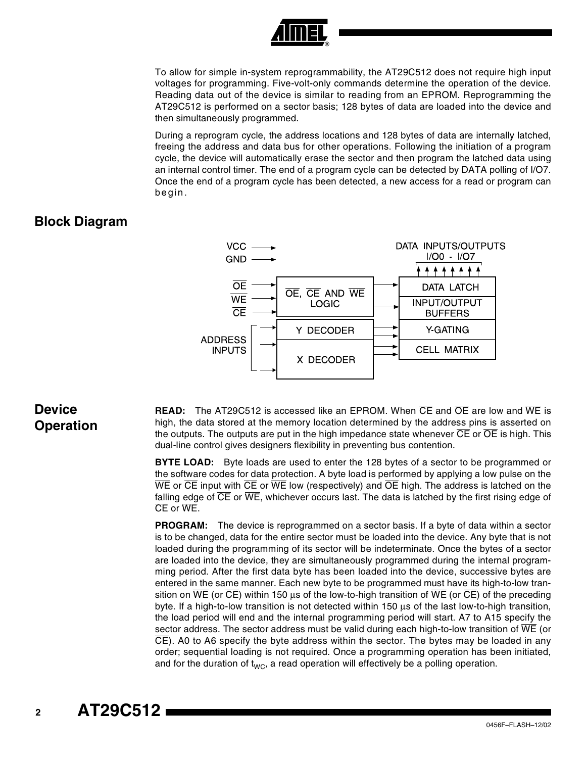To allow for simple in-system reprogrammability, the AT29C512 does not require high input voltages for programming. Five-volt-only commands determine the operation of the device. Reading data out of the device is similar to reading from an EPROM. Reprogramming the AT29C512 is performed on a sector basis; 128 bytes of data are loaded into the device and then simultaneously programmed.

During a reprogram cycle, the address locations and 128 bytes of data are internally latched, freeing the address and data bus for other operations. Following the initiation of a program cycle, the device will automatically erase the sector and then program the latched data using an internal control timer. The end of a program cycle can be detected by $\overline{DATA}$ polling of I/O7. Once the end of a program cycle has been detected, a new access for a read or program can begin.

## Block Diagram

## Device Operation

**READ:** The AT29C512 is accessed like an EPROM. When $\overline{CE}$ and $\overline{OE}$ are low and $\overline{WE}$ is high, the data stored at the memory location determined by the address pins is asserted on the outputs. The outputs are put in the high impedance state whenever $\overline{CE}$ or $\overline{OE}$ is high. This dual-line control gives designers flexibility in preventing bus contention.

**BYTE LOAD:** Byte loads are used to enter the 128 bytes of a sector to be programmed or the software codes for data protection. A byte load is performed by applying a low pulse on the $\overline{WE}$ or $\overline{CE}$ input with $\overline{CE}$ or $\overline{WE}$ low (respectively) and $\overline{OE}$ high. The address is latched on the falling edge of $\overline{CE}$ or $\overline{WE}$, whichever occurs last. The data is latched by the first rising edge of $\overline{CE}$ or $\overline{WE}$.

**PROGRAM:** The device is reprogrammed on a sector basis. If a byte of data within a sector is to be changed, data for the entire sector must be loaded into the device. Any byte that is not loaded during the programming of its sector will be indeterminate. Once the bytes of a sector are loaded into the device, they are simultaneously programmed during the internal programming period. After the first data byte has been loaded into the device, successive bytes are entered in the same manner. Each new byte to be programmed must have its high-to-low transition on $\overline{WE}$ (or $\overline{CE}$) within 150 µs of the low-to-high transition of $\overline{WE}$ (or $\overline{CE}$) of the preceding byte. If a high-to-low transition is not detected within 150 µs of the last low-to-high transition, the load period will end and the internal programming period will start. A7 to A15 specify the sector address. The sector address must be valid during each high-to-low transition of $\overline{WE}$ (or $\overline{CE}$). A0 to A6 specify the byte address within the sector. The bytes may be loaded in any order; sequential loading is not required. Once a programming operation has been initiated, and for the duration of $t_{WC}$, a read operation will effectively be a polling operation.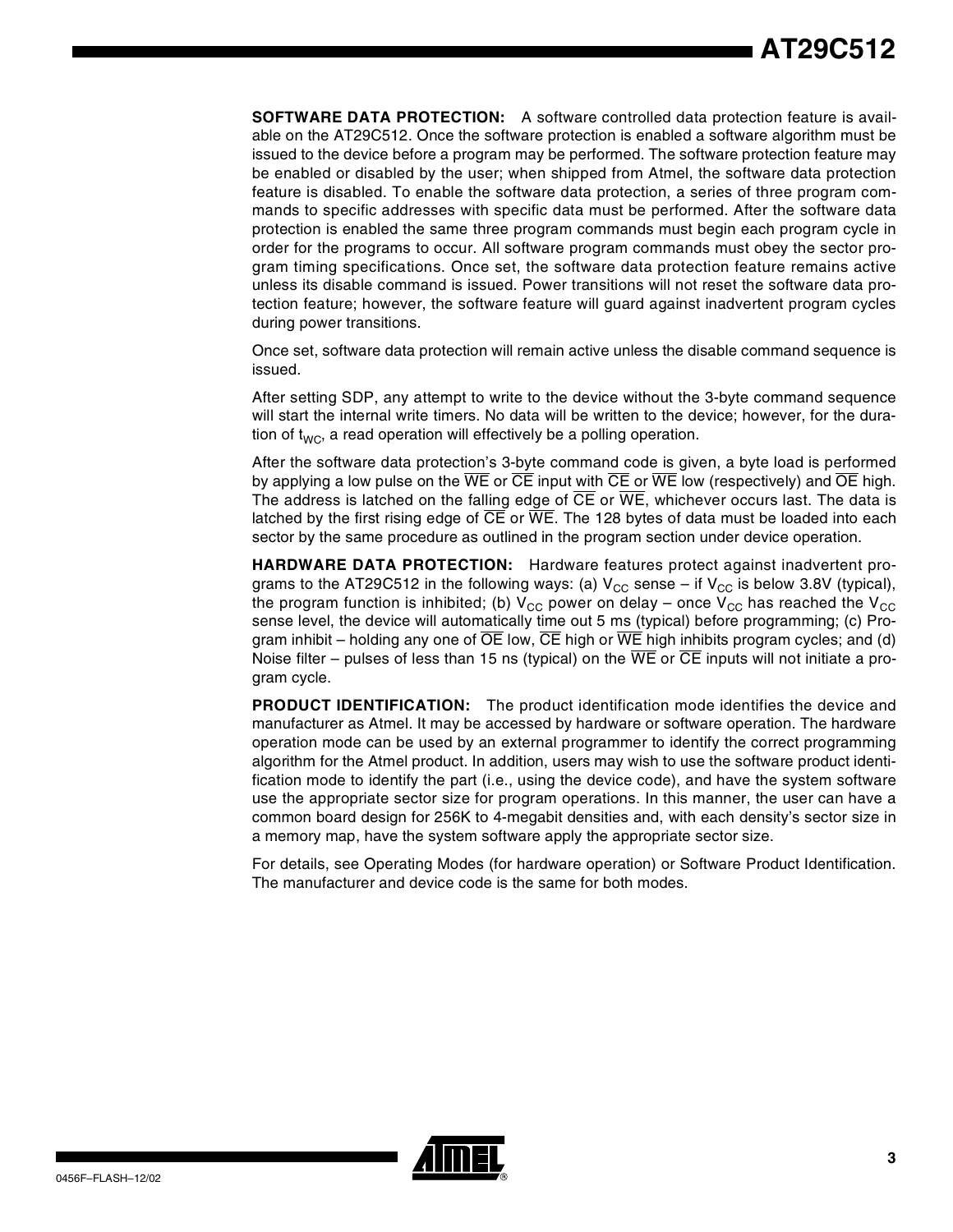**SOFTWARE DATA PROTECTION:** A software controlled data protection feature is available on the AT29C512. Once the software protection is enabled a software algorithm must be issued to the device before a program may be performed. The software protection feature may be enabled or disabled by the user; when shipped from Atmel, the software data protection feature is disabled. To enable the software data protection, a series of three program commands to specific addresses with specific data must be performed. After the software data protection is enabled the same three program commands must begin each program cycle in order for the programs to occur. All software program commands must obey the sector program timing specifications. Once set, the software data protection feature remains active unless its disable command is issued. Power transitions will not reset the software data protection feature; however, the software feature will guard against inadvertent program cycles during power transitions.

Once set, software data protection will remain active unless the disable command sequence is issued.

After setting SDP, any attempt to write to the device without the 3-byte command sequence will start the internal write timers. No data will be written to the device; however, for the duration of $t_{WC}$, a read operation will effectively be a polling operation.

After the software data protection's 3-byte command code is given, a byte load is performed by applying a low pulse on the $\overline{WE}$ or $\overline{CE}$ input with $\overline{CE}$ or $\overline{WE}$ low (respectively) and $\overline{OE}$ high. The address is latched on the falling edge of $\overline{CE}$ or $\overline{WE}$, whichever occurs last. The data is latched by the first rising edge of $\overline{CE}$ or $\overline{WE}$. The 128 bytes of data must be loaded into each sector by the same procedure as outlined in the program section under device operation.

**HARDWARE DATA PROTECTION:** Hardware features protect against inadvertent programs to the AT29C512 in the following ways: (a) $V_{CC}$ sense – if $V_{CC}$ is below 3.8V (typical), the program function is inhibited; (b) $V_{CC}$ power on delay – once $V_{CC}$ has reached the $V_{CC}$ sense level, the device will automatically time out 5 ms (typical) before programming; (c) Program inhibit – holding any one of $\overline{OE}$ low, $\overline{CE}$ high or $\overline{WE}$ high inhibits program cycles; and (d) Noise filter – pulses of less than 15 ns (typical) on the $\overline{WE}$ or $\overline{CE}$ inputs will not initiate a program cycle.

**PRODUCT IDENTIFICATION:** The product identification mode identifies the device and manufacturer as Atmel. It may be accessed by hardware or software operation. The hardware operation mode can be used by an external programmer to identify the correct programming algorithm for the Atmel product. In addition, users may wish to use the software product identification mode to identify the part (i.e., using the device code), and have the system software use the appropriate sector size for program operations. In this manner, the user can have a common board design for 256K to 4-megabit densities and, with each density's sector size in a memory map, have the system software apply the appropriate sector size.

For details, see Operating Modes (for hardware operation) or Software Product Identification. The manufacturer and device code is the same for both modes.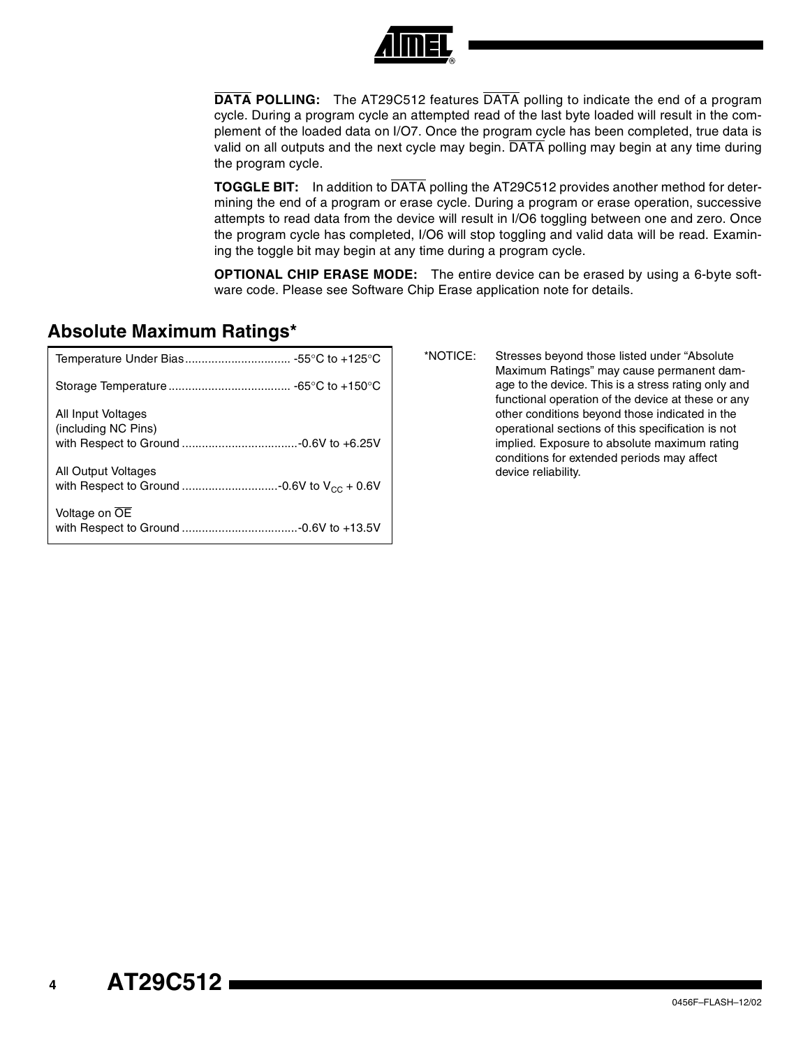**$\overline{\text{DATA}}$ POLLING:** The AT29C512 features $\overline{\text{DATA}}$ polling to indicate the end of a program cycle. During a program cycle an attempted read of the last byte loaded will result in the complement of the loaded data on I/O7. Once the program cycle has been completed, true data is valid on all outputs and the next cycle may begin. $\overline{\text{DATA}}$ polling may begin at any time during the program cycle.

**TOGGLE BIT:** In addition to $\overline{\text{DATA}}$ polling the AT29C512 provides another method for determining the end of a program or erase cycle. During a program or erase operation, successive attempts to read data from the device will result in I/O6 toggling between one and zero. Once the program cycle has completed, I/O6 will stop toggling and valid data will be read. Examining the toggle bit may begin at any time during a program cycle.

**OPTIONAL CHIP ERASE MODE:** The entire device can be erased by using a 6-byte software code. Please see Software Chip Erase application note for details.

## Absolute Maximum Ratings*

| Parameter | Rating |
|---|---|
| Temperature Under Bias | -55°C to +125°C |
| Storage Temperature | -65°C to +150°C |
| All Input Voltages (including NC Pins) with Respect to Ground | -0.6V to +6.25V |
| All Output Voltages with Respect to Ground | -0.6V to $V_{CC}$ + 0.6V |
| Voltage on $\overline{\text{OE}}$ with Respect to Ground | -0.6V to +13.5V |

*NOTICE: Stresses beyond those listed under "Absolute Maximum Ratings" may cause permanent damage to the device. This is a stress rating only and functional operation of the device at these or any other conditions beyond those indicated in the operational sections of this specification is not implied. Exposure to absolute maximum rating conditions for extended periods may affect device reliability.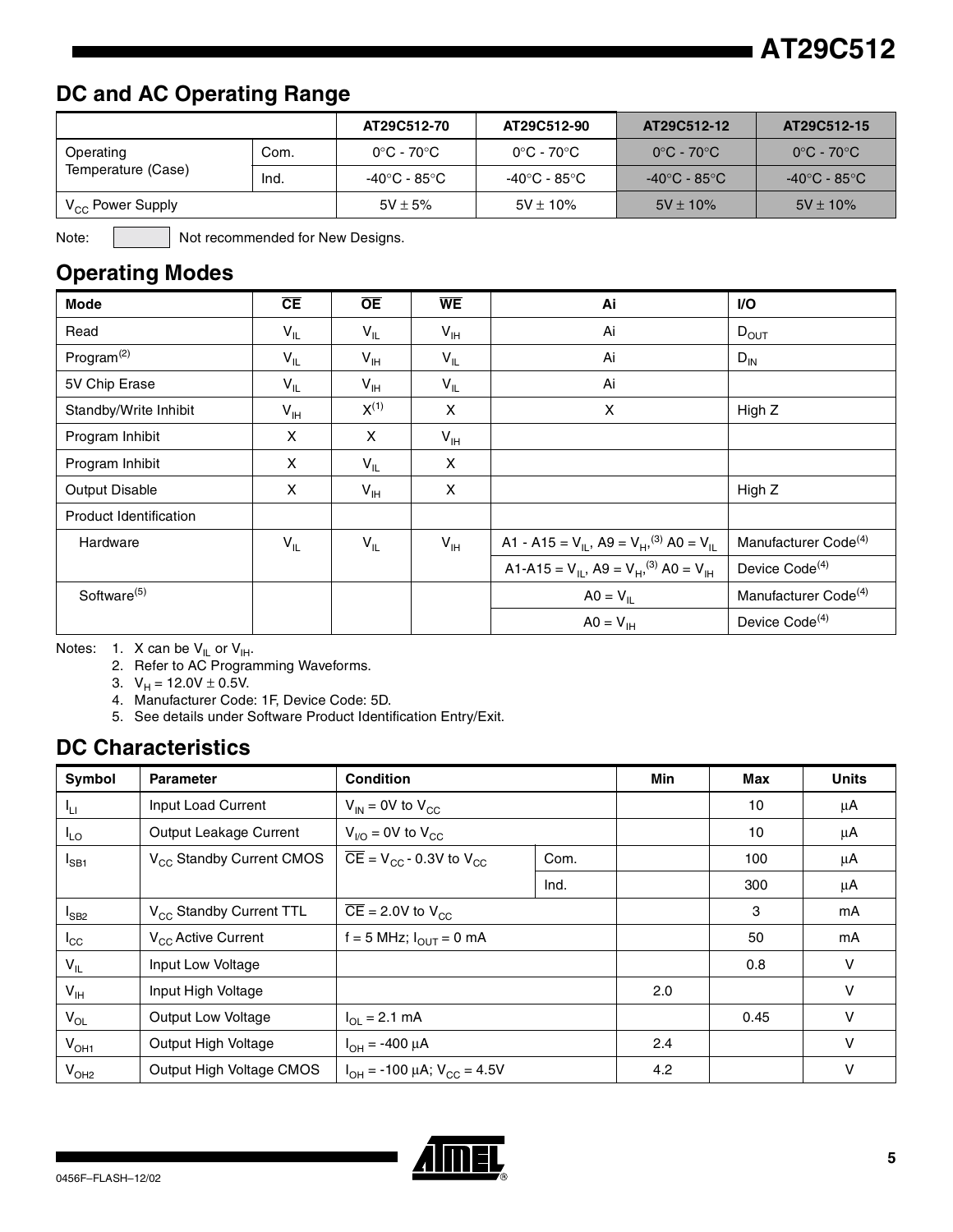## DC and AC Operating Range

| | | AT29C512-70 | AT29C512-90 | AT29C512-12 | AT29C512-15 |
|---|---|---|---|---|---|
| Operating Temperature (Case) | Com. | 0°C - 70°C | 0°C - 70°C | 0°C - 70°C | 0°C - 70°C |
| | Ind. | -40°C - 85°C | -40°C - 85°C | -40°C - 85°C | -40°C - 85°C |
| $V_{CC}$ Power Supply | | 5V ± 5% | 5V ± 10% | 5V ± 10% | 5V ± 10% |

Note: (shaded) Not recommended for New Designs.

## Operating Modes

| Mode | $\overline{CE}$ | $\overline{OE}$ | $\overline{WE}$ | Ai | I/O |
|---|---|---|---|---|---|
| Read | $V_{IL}$ | $V_{IL}$ | $V_{IH}$ | Ai | $D_{OUT}$ |
| Program[2] | $V_{IL}$ | $V_{IH}$ | $V_{IL}$ | Ai | $D_{IN}$ |
| 5V Chip Erase | $V_{IL}$ | $V_{IH}$ | $V_{IL}$ | Ai | |
| Standby/Write Inhibit | $V_{IH}$ | X[1] | X | X | High Z |
| Program Inhibit | X | X | $V_{IH}$ | | |
| Program Inhibit | X | $V_{IL}$ | X | | |
| Output Disable | X | $V_{IH}$ | X | | High Z |
| Product Identification | | | | | |
| Hardware | $V_{IL}$ | $V_{IL}$ | $V_{IH}$ | A1 - A15 = $V_{IL}$, A9 = $V_H$,[3] A0 = $V_{IL}$ | Manufacturer Code[4] |
| | | | | A1-A15 = $V_{IL}$, A9 = $V_H$,[3] A0 = $V_{IH}$ | Device Code[4] |
| Software[5] | | | | A0 = $V_{IL}$ | Manufacturer Code[4] |
| | | | | A0 = $V_{IH}$ | Device Code[4] |

Notes:
1. X can be $V_{IL}$ or $V_{IH}$.
2. Refer to AC Programming Waveforms.
3. $V_H$ = 12.0V ± 0.5V.
4. Manufacturer Code: 1F, Device Code: 5D.
5. See details under Software Product Identification Entry/Exit.

## DC Characteristics

| Symbol | Parameter | Condition | | Min | Max | Units |
|---|---|---|---|---|---|---|
| $I_{LI}$ | Input Load Current | $V_{IN}$ = 0V to $V_{CC}$ | | | 10 | µA |
| $I_{LO}$ | Output Leakage Current | $V_{I/O}$ = 0V to $V_{CC}$ | | | 10 | µA |
| $I_{SB1}$ | $V_{CC}$ Standby Current CMOS | $\overline{CE}$ = $V_{CC}$ - 0.3V to $V_{CC}$ | Com. | | 100 | µA |
| | | | Ind. | | 300 | µA |
| $I_{SB2}$ | $V_{CC}$ Standby Current TTL | $\overline{CE}$ = 2.0V to $V_{CC}$ | | | 3 | mA |
| $I_{CC}$ | $V_{CC}$ Active Current | f = 5 MHz; $I_{OUT}$ = 0 mA | | | 50 | mA |
| $V_{IL}$ | Input Low Voltage | | | | 0.8 | V |
| $V_{IH}$ | Input High Voltage | | | 2.0 | | V |
| $V_{OL}$ | Output Low Voltage | $I_{OL}$ = 2.1 mA | | | 0.45 | V |
| $V_{OH1}$ | Output High Voltage | $I_{OH}$ = -400 µA | | 2.4 | | V |
| $V_{OH2}$ | Output High Voltage CMOS | $I_{OH}$ = -100 µA; $V_{CC}$ = 4.5V | | 4.2 | | V |

0456F–FLASH–12/02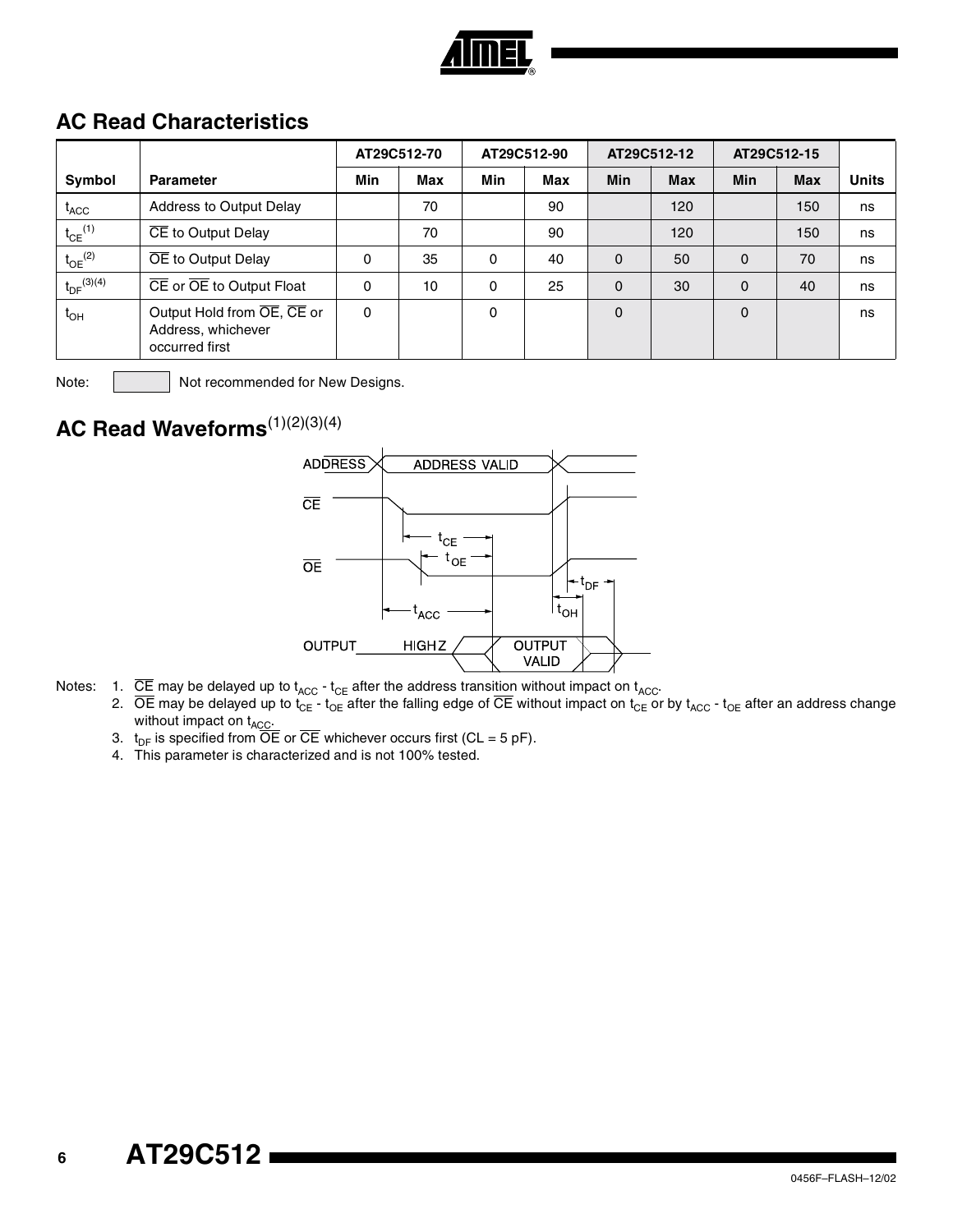## AC Read Characteristics

| | | AT29C512-70 | | AT29C512-90 | | AT29C512-12 | | AT29C512-15 | | |
|---|---|---|---|---|---|---|---|---|---|---|
| Symbol | Parameter | Min | Max | Min | Max | Min | Max | Min | Max | Units |
| $t_{ACC}$ | Address to Output Delay | | 70 | | 90 | | 120 | | 150 | ns |
| $t_{CE}$[1] | $\overline{CE}$ to Output Delay | | 70 | | 90 | | 120 | | 150 | ns |
| $t_{OE}$[2] | $\overline{OE}$ to Output Delay | 0 | 35 | 0 | 40 | 0 | 50 | 0 | 70 | ns |
| $t_{DF}$[3][4] | $\overline{CE}$ or $\overline{OE}$ to Output Float | 0 | 10 | 0 | 25 | 0 | 30 | 0 | 40 | ns |
| $t_{OH}$ | Output Hold from $\overline{OE}$, $\overline{CE}$ or Address, whichever occurred first | 0 | | 0 | | 0 | | 0 | | ns |

Note: (shaded) Not recommended for New Designs.

## AC Read Waveforms[(1)(2)(3)(4)]

Notes:
1. $\overline{CE}$ may be delayed up to $t_{ACC}$ - $t_{CE}$ after the address transition without impact on $t_{ACC}$.
2. $\overline{OE}$ may be delayed up to $t_{CE}$ - $t_{OE}$ after the falling edge of $\overline{CE}$ without impact on $t_{CE}$ or by $t_{ACC}$ - $t_{OE}$ after an address change without impact on $t_{ACC}$.
3. $t_{DF}$ is specified from $\overline{OE}$ or $\overline{CE}$ whichever occurs first (CL = 5 pF).
4. This parameter is characterized and is not 100% tested.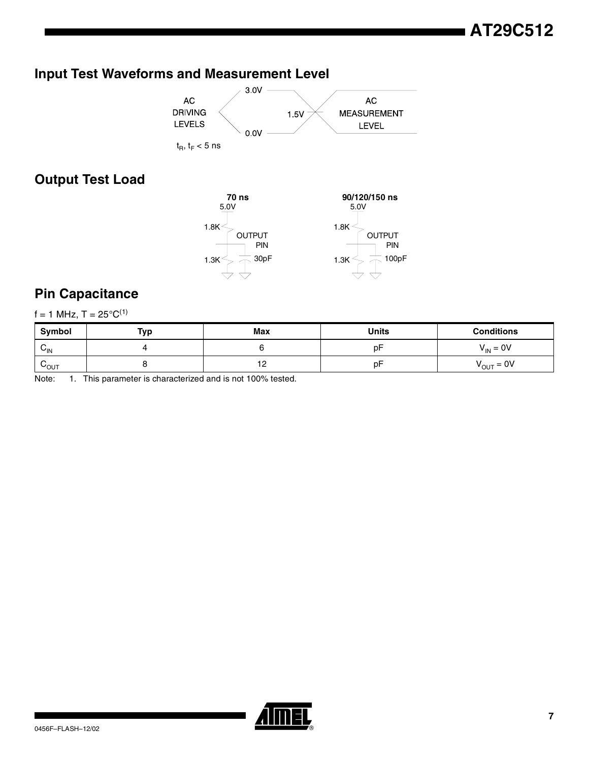## Input Test Waveforms and Measurement Level

AC DRIVING LEVELS 3.0V 0.0V — 1.5V — AC MEASUREMENT LEVEL

$t_R$, $t_F$ < 5 ns

## Output Test Load

**70 ns**: 5.0V, 1.8K, OUTPUT PIN, 1.3K, 30pF

**90/120/150 ns**: 5.0V, 1.8K, OUTPUT PIN, 1.3K, 100pF

## Pin Capacitance

f = 1 MHz, T = 25°C[(1)]

| Symbol | Typ | Max | Units | Conditions |
|---|---|---|---|---|
| $C_{IN}$ | 4 | 6 | pF | $V_{IN}$ = 0V |
| $C_{OUT}$ | 8 | 12 | pF | $V_{OUT}$ = 0V |

Note: 1. This parameter is characterized and is not 100% tested.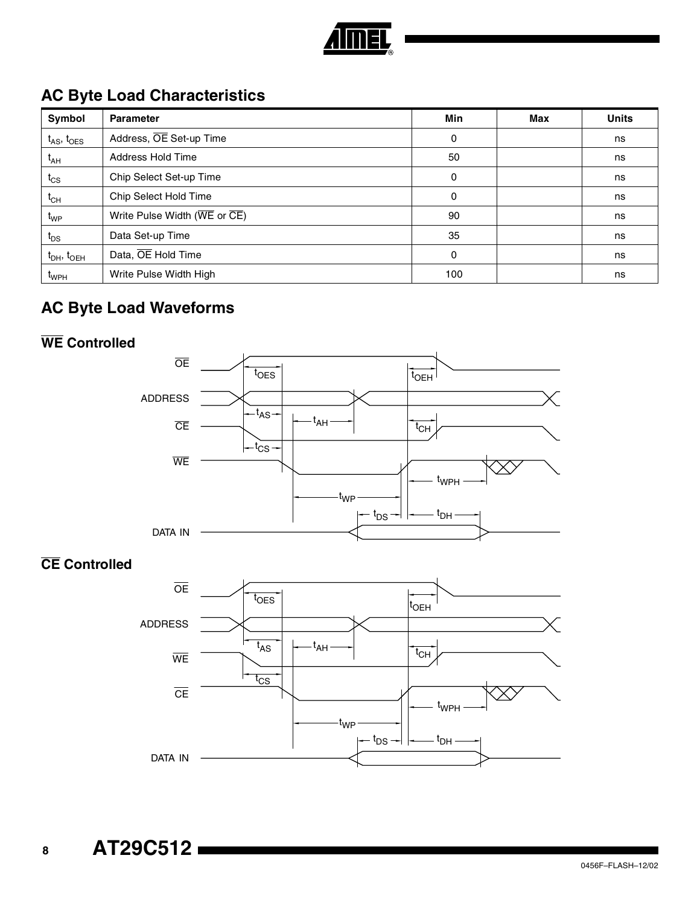## AC Byte Load Characteristics

| Symbol | Parameter | Min | Max | Units |
|---|---|---|---|---|
| $t_{AS}$, $t_{OES}$ | Address, $\overline{OE}$ Set-up Time | 0 | | ns |
| $t_{AH}$ | Address Hold Time | 50 | | ns |
| $t_{CS}$ | Chip Select Set-up Time | 0 | | ns |
| $t_{CH}$ | Chip Select Hold Time | 0 | | ns |
| $t_{WP}$ | Write Pulse Width ($\overline{WE}$ or $\overline{CE}$) | 90 | | ns |
| $t_{DS}$ | Data Set-up Time | 35 | | ns |
| $t_{DH}$, $t_{OEH}$ | Data, $\overline{OE}$ Hold Time | 0 | | ns |
| $t_{WPH}$ | Write Pulse Width High | 100 | | ns |

## AC Byte Load Waveforms

### $\overline{WE}$ Controlled

### $\overline{CE}$ Controlled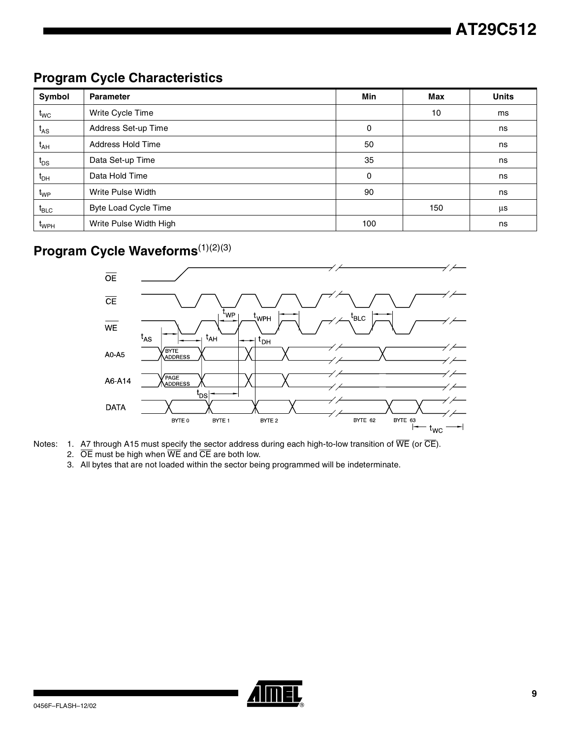## Program Cycle Characteristics

| Symbol | Parameter | Min | Max | Units |
|---|---|---|---|---|
| $t_{WC}$ | Write Cycle Time | | 10 | ms |
| $t_{AS}$ | Address Set-up Time | 0 | | ns |
| $t_{AH}$ | Address Hold Time | 50 | | ns |
| $t_{DS}$ | Data Set-up Time | 35 | | ns |
| $t_{DH}$ | Data Hold Time | 0 | | ns |
| $t_{WP}$ | Write Pulse Width | 90 | | ns |
| $t_{BLC}$ | Byte Load Cycle Time | | 150 | µs |
| $t_{WPH}$ | Write Pulse Width High | 100 | | ns |

## Program Cycle Waveforms(1)(2)(3)

Notes: 1. A7 through A15 must specify the sector address during each high-to-low transition of $\overline{WE}$ (or $\overline{CE}$).

2. $\overline{OE}$ must be high when $\overline{WE}$ and $\overline{CE}$ are both low.

3. All bytes that are not loaded within the sector being programmed will be indeterminate.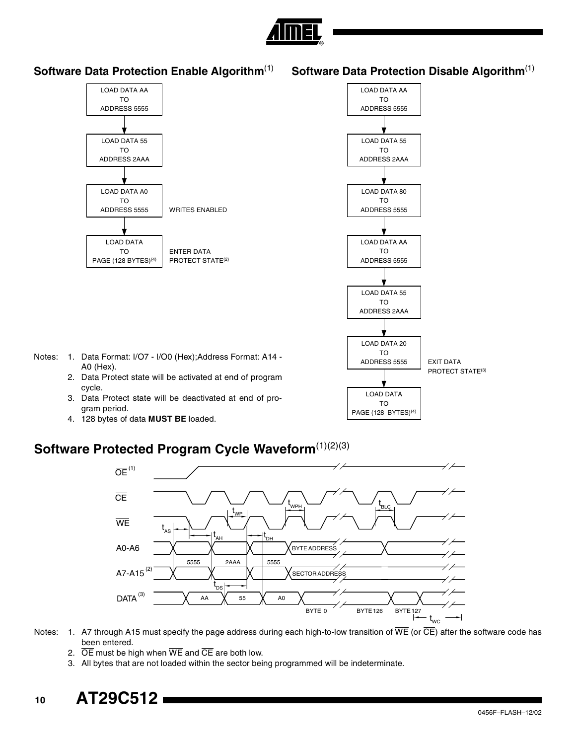## Software Data Protection Enable Algorithm(1)

LOAD DATA AA TO ADDRESS 5555

↓

LOAD DATA 55 TO ADDRESS 2AAA

↓

LOAD DATA A0 TO ADDRESS 5555 — WRITES ENABLED

↓

LOAD DATA TO PAGE (128 BYTES)(4) — ENTER DATA PROTECT STATE(2)

## Software Data Protection Disable Algorithm(1)

LOAD DATA AA TO ADDRESS 5555

↓

LOAD DATA 55 TO ADDRESS 2AAA

↓

LOAD DATA 80 TO ADDRESS 5555

↓

LOAD DATA AA TO ADDRESS 5555

↓

LOAD DATA 55 TO ADDRESS 2AAA

↓

LOAD DATA 20 TO ADDRESS 5555 — EXIT DATA PROTECT STATE(3)

↓

LOAD DATA TO PAGE (128 BYTES)(4)

Notes:
1. Data Format: I/O7 - I/O0 (Hex);Address Format: A14 - A0 (Hex).
2. Data Protect state will be activated at end of program cycle.
3. Data Protect state will be deactivated at end of program period.
4. 128 bytes of data **MUST BE** loaded.

## Software Protected Program Cycle Waveform(1)(2)(3)

Signals: $\overline{OE}$(1), $\overline{CE}$, $\overline{WE}$, A0-A6, A7-A15(2), DATA(3)

Timing parameters: $t_{AS}$, $t_{AH}$, $t_{WP}$, $t_{DH}$, $t_{WPH}$, $t_{BLC}$, $t_{DS}$, $t_{WC}$

Address sequence: 5555, 2AAA, 5555, BYTE ADDRESS / SECTOR ADDRESS

Data sequence: AA, 55, A0, BYTE 0, BYTE 126, BYTE 127

Notes:
1. A7 through A15 must specify the page address during each high-to-low transition of $\overline{WE}$ (or $\overline{CE}$) after the software code has been entered.
2. $\overline{OE}$ must be high when $\overline{WE}$ and $\overline{CE}$ are both low.
3. All bytes that are not loaded within the sector being programmed will be indeterminate.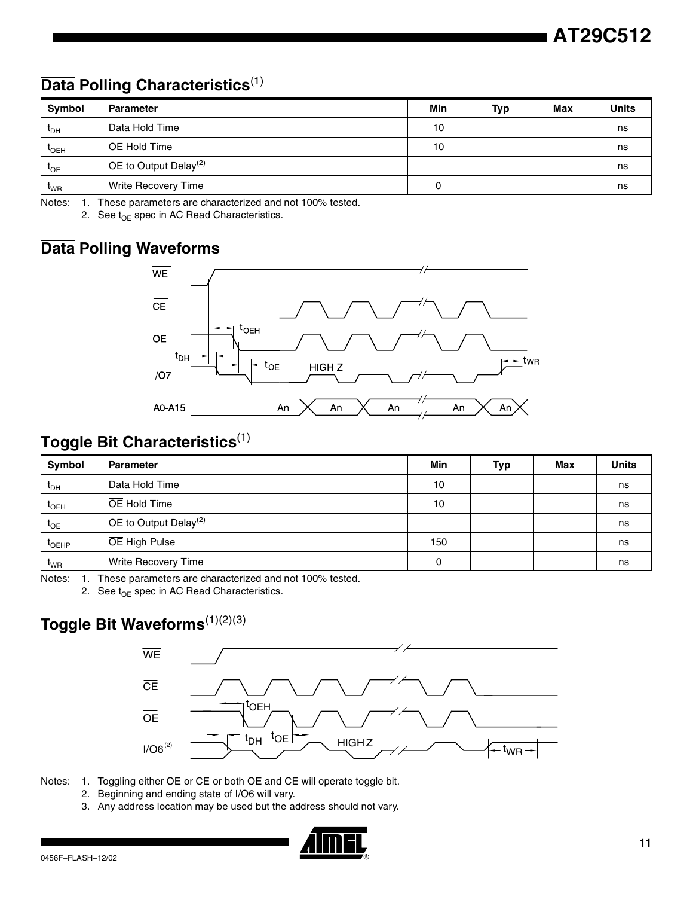## $\overline{\text{Data}}$ Polling Characteristics[1]

| Symbol | Parameter | Min | Typ | Max | Units |
|---|---|---|---|---|---|
| $t_{DH}$ | Data Hold Time | 10 | | | ns |
| $t_{OEH}$ | $\overline{\text{OE}}$ Hold Time | 10 | | | ns |
| $t_{OE}$ | $\overline{\text{OE}}$ to Output Delay[2] | | | | ns |
| $t_{WR}$ | Write Recovery Time | 0 | | | ns |

Notes: 1. These parameters are characterized and not 100% tested.

2. See $t_{OE}$ spec in AC Read Characteristics.

## $\overline{\text{Data}}$ Polling Waveforms

## Toggle Bit Characteristics[1]

| Symbol | Parameter | Min | Typ | Max | Units |
|---|---|---|---|---|---|
| $t_{DH}$ | Data Hold Time | 10 | | | ns |
| $t_{OEH}$ | $\overline{\text{OE}}$ Hold Time | 10 | | | ns |
| $t_{OE}$ | $\overline{\text{OE}}$ to Output Delay[2] | | | | ns |
| $t_{OEHP}$ | $\overline{\text{OE}}$ High Pulse | 150 | | | ns |
| $t_{WR}$ | Write Recovery Time | 0 | | | ns |

Notes: 1. These parameters are characterized and not 100% tested.

2. See $t_{OE}$ spec in AC Read Characteristics.

## Toggle Bit Waveforms[1][2][3]

Notes: 1. Toggling either $\overline{\text{OE}}$ or $\overline{\text{CE}}$ or both $\overline{\text{OE}}$ and $\overline{\text{CE}}$ will operate toggle bit.

2. Beginning and ending state of I/O6 will vary.

3. Any address location may be used but the address should not vary.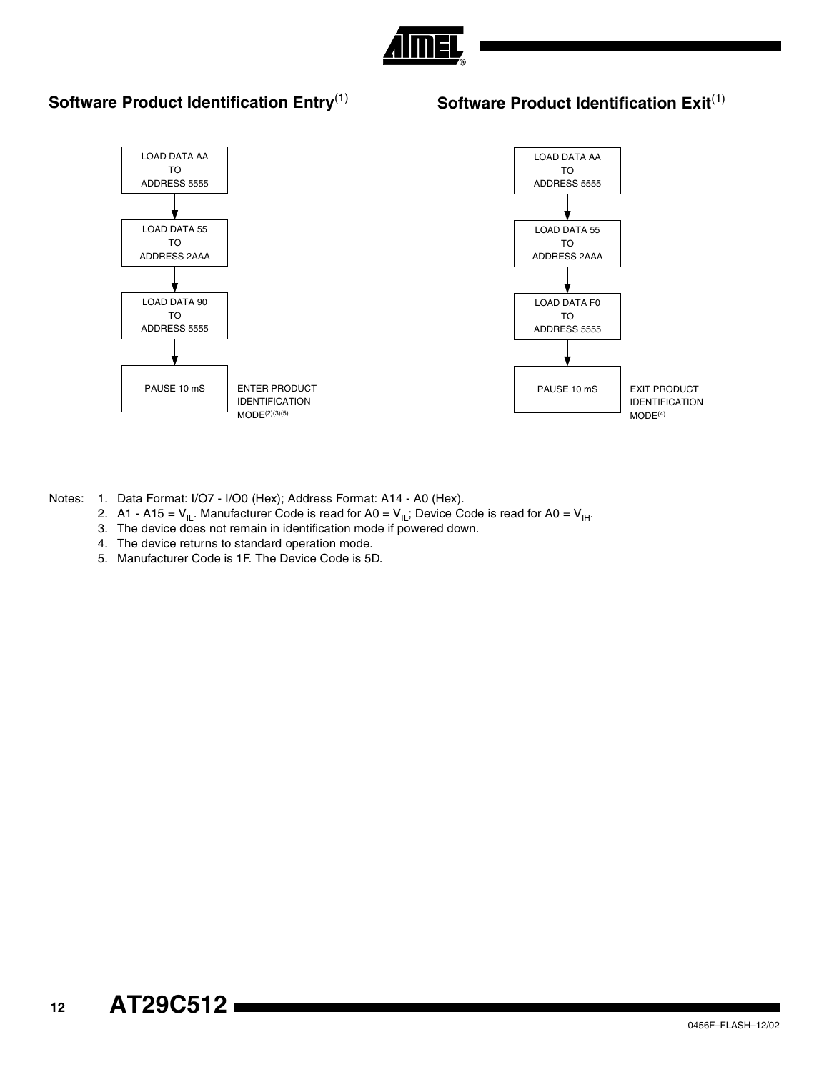## Software Product Identification Entry[1]

LOAD DATA AA TO ADDRESS 5555

↓

LOAD DATA 55 TO ADDRESS 2AAA

↓

LOAD DATA 90 TO ADDRESS 5555

↓

PAUSE 10 mS — ENTER PRODUCT IDENTIFICATION MODE[2][3][5]

## Software Product Identification Exit[1]

LOAD DATA AA TO ADDRESS 5555

↓

LOAD DATA 55 TO ADDRESS 2AAA

↓

LOAD DATA F0 TO ADDRESS 5555

↓

PAUSE 10 mS — EXIT PRODUCT IDENTIFICATION MODE[4]

Notes:
1. Data Format: I/O7 - I/O0 (Hex); Address Format: A14 - A0 (Hex).
2. A1 - A15 = $V_{IL}$. Manufacturer Code is read for A0 = $V_{IL}$; Device Code is read for A0 = $V_{IH}$.
3. The device does not remain in identification mode if powered down.
4. The device returns to standard operation mode.
5. Manufacturer Code is 1F. The Device Code is 5D.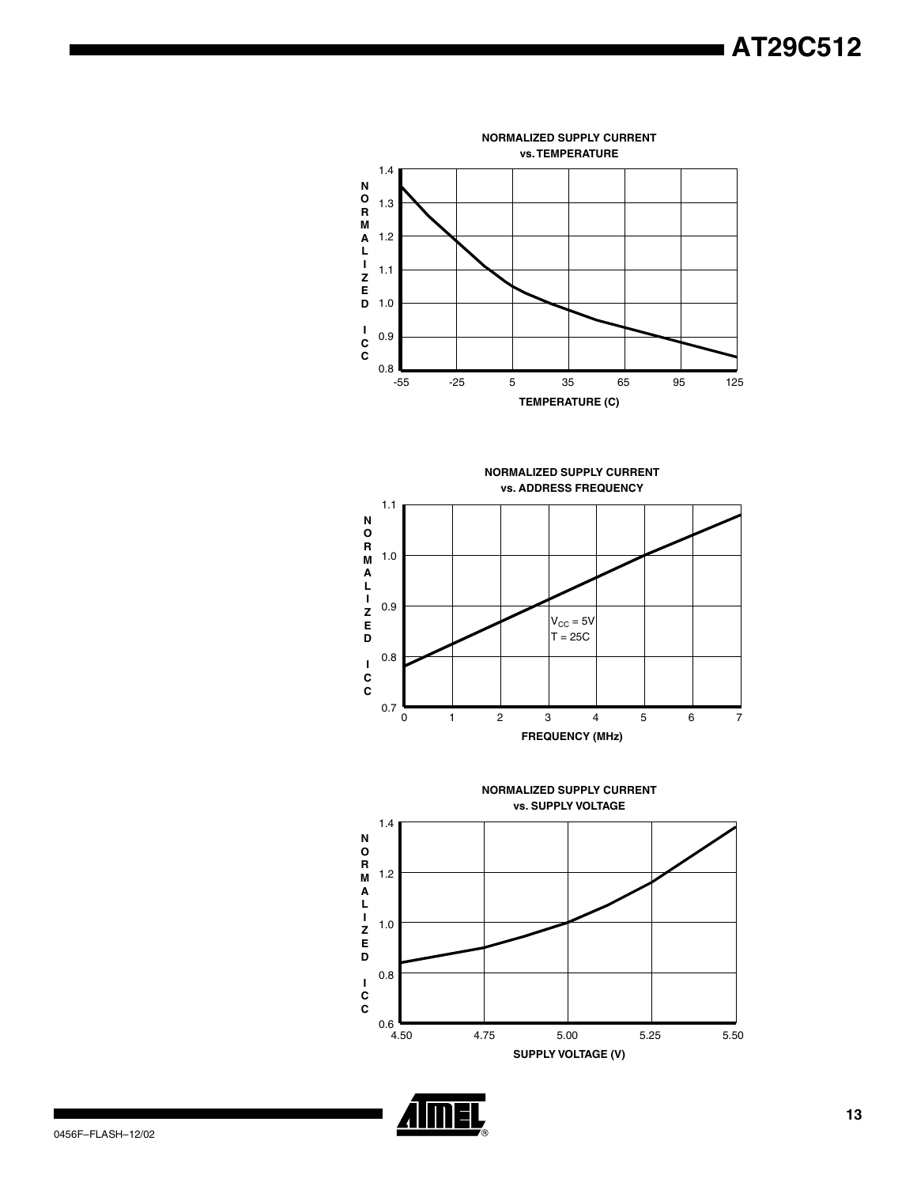**NORMALIZED SUPPLY CURRENT vs. TEMPERATURE**

NORMALIZED ICC: 0.8, 0.9, 1.0, 1.1, 1.2, 1.3, 1.4

TEMPERATURE (C): -55, -25, 5, 35, 65, 95, 125

**NORMALIZED SUPPLY CURRENT vs. ADDRESS FREQUENCY**

$V_{CC}$ = 5V
T = 25C

NORMALIZED ICC: 0.7, 0.8, 0.9, 1.0, 1.1

FREQUENCY (MHz): 0, 1, 2, 3, 4, 5, 6, 7

**NORMALIZED SUPPLY CURRENT vs. SUPPLY VOLTAGE**

NORMALIZED ICC: 0.6, 0.8, 1.0, 1.2, 1.4

SUPPLY VOLTAGE (V): 4.50, 4.75, 5.00, 5.25, 5.50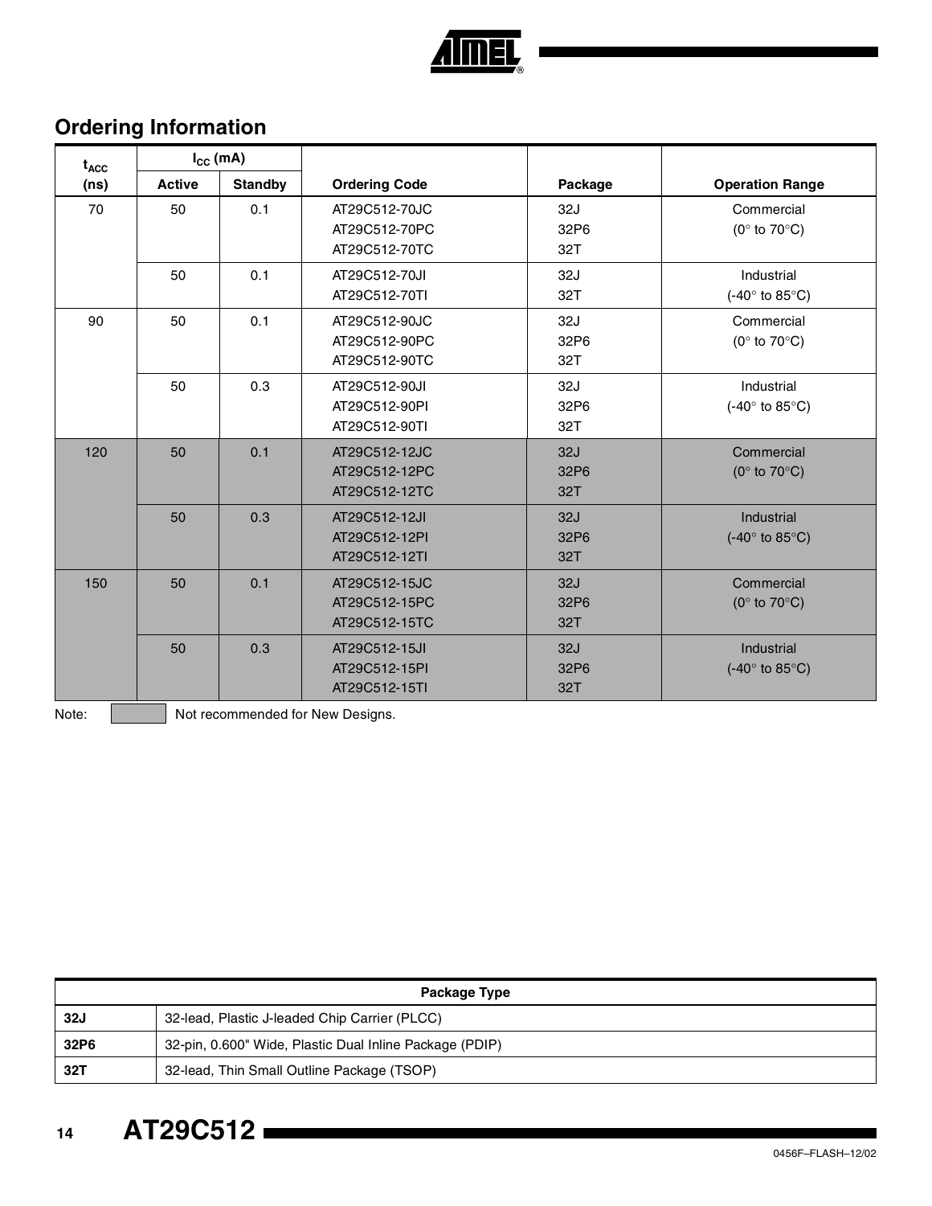## Ordering Information

| $t_{ACC}$ (ns) | $I_{CC}$ (mA) Active | Standby | Ordering Code | Package | Operation Range |
|---|---|---|---|---|---|
| 70 | 50 | 0.1 | AT29C512-70JC<br>AT29C512-70PC<br>AT29C512-70TC | 32J<br>32P6<br>32T | Commercial<br>(0° to 70°C) |
| | 50 | 0.1 | AT29C512-70JI<br>AT29C512-70TI | 32J<br>32T | Industrial<br>(-40° to 85°C) |
| 90 | 50 | 0.1 | AT29C512-90JC<br>AT29C512-90PC<br>AT29C512-90TC | 32J<br>32P6<br>32T | Commercial<br>(0° to 70°C) |
| | 50 | 0.3 | AT29C512-90JI<br>AT29C512-90PI<br>AT29C512-90TI | 32J<br>32P6<br>32T | Industrial<br>(-40° to 85°C) |
| 120 | 50 | 0.1 | AT29C512-12JC<br>AT29C512-12PC<br>AT29C512-12TC | 32J<br>32P6<br>32T | Commercial<br>(0° to 70°C) |
| | 50 | 0.3 | AT29C512-12JI<br>AT29C512-12PI<br>AT29C512-12TI | 32J<br>32P6<br>32T | Industrial<br>(-40° to 85°C) |
| 150 | 50 | 0.1 | AT29C512-15JC<br>AT29C512-15PC<br>AT29C512-15TC | 32J<br>32P6<br>32T | Commercial<br>(0° to 70°C) |
| | 50 | 0.3 | AT29C512-15JI<br>AT29C512-15PI<br>AT29C512-15TI | 32J<br>32P6<br>32T | Industrial<br>(-40° to 85°C) |

Note: (shaded rows: 120 ns and 150 ns) Not recommended for New Designs.

| Package Type | |
|---|---|
| **32J** | 32-lead, Plastic J-leaded Chip Carrier (PLCC) |
| **32P6** | 32-pin, 0.600" Wide, Plastic Dual Inline Package (PDIP) |
| **32T** | 32-lead, Thin Small Outline Package (TSOP) |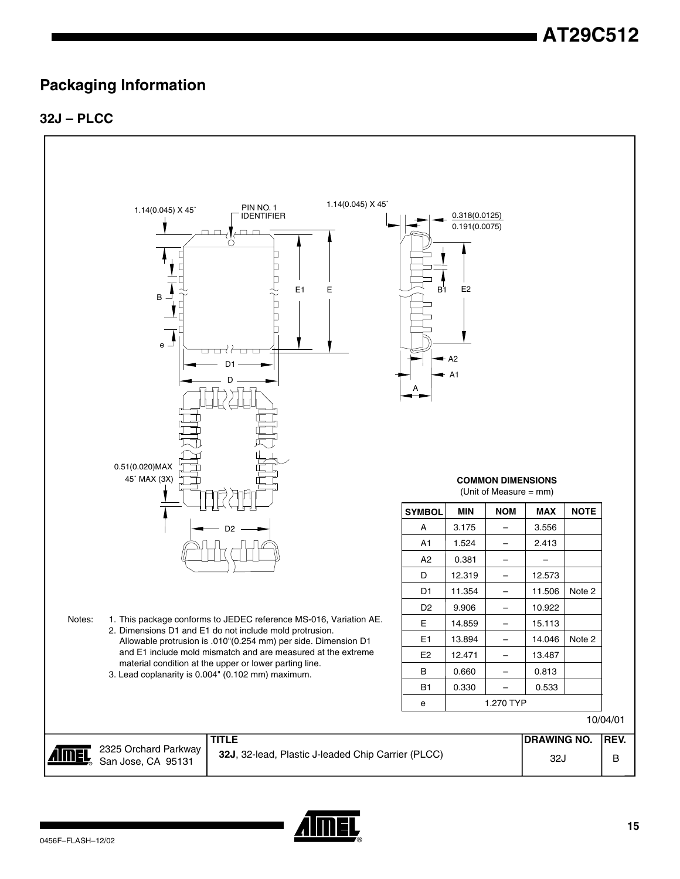## Packaging Information

### 32J – PLCC

Notes:
1. This package conforms to JEDEC reference MS-016, Variation AE.
2. Dimensions D1 and E1 do not include mold protrusion. Allowable protrusion is .010"(0.254 mm) per side. Dimension D1 and E1 include mold mismatch and are measured at the extreme material condition at the upper or lower parting line.
3. Lead coplanarity is 0.004" (0.102 mm) maximum.

**COMMON DIMENSIONS**
(Unit of Measure = mm)

| SYMBOL | MIN | NOM | MAX | NOTE |
|---|---|---|---|---|
| A | 3.175 | – | 3.556 | |
| A1 | 1.524 | – | 2.413 | |
| A2 | 0.381 | – | – | |
| D | 12.319 | – | 12.573 | |
| D1 | 11.354 | – | 11.506 | Note 2 |
| D2 | 9.906 | – | 10.922 | |
| E | 14.859 | – | 15.113 | |
| E1 | 13.894 | – | 14.046 | Note 2 |
| E2 | 12.471 | – | 13.487 | |
| B | 0.660 | – | 0.813 | |
| B1 | 0.330 | – | 0.533 | |
| e | | 1.270 TYP | | |

10/04/01

| | TITLE | DRAWING NO. | REV. |
|---|---|---|---|
| 2325 Orchard Parkway San Jose, CA 95131 | **32J**, 32-lead, Plastic J-leaded Chip Carrier (PLCC) | 32J | B |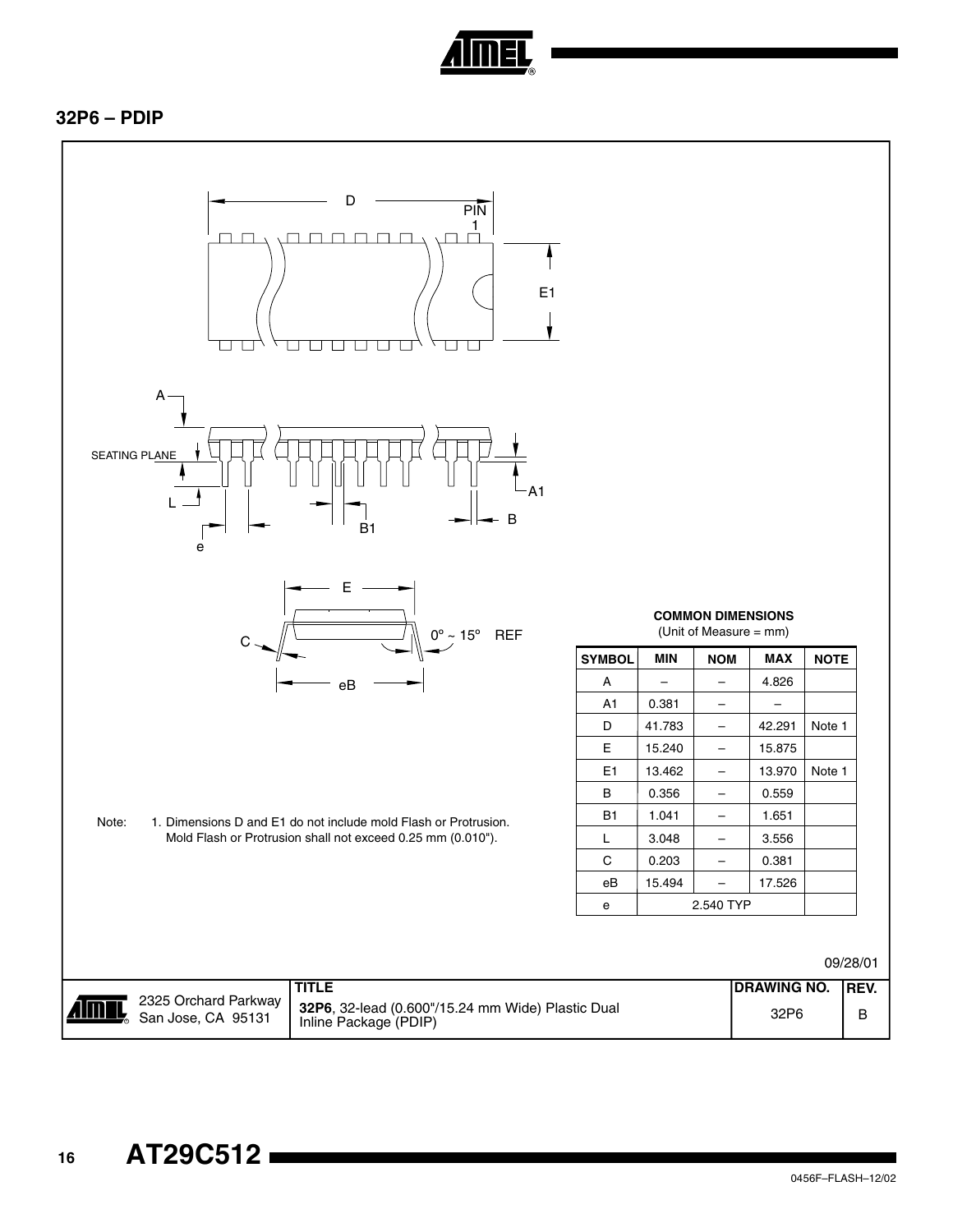## 32P6 – PDIP

**COMMON DIMENSIONS**
(Unit of Measure = mm)

| SYMBOL | MIN | NOM | MAX | NOTE |
|---|---|---|---|---|
| A | – | – | 4.826 | |
| A1 | 0.381 | – | – | |
| D | 41.783 | – | 42.291 | Note 1 |
| E | 15.240 | – | 15.875 | |
| E1 | 13.462 | – | 13.970 | Note 1 |
| B | 0.356 | – | 0.559 | |
| B1 | 1.041 | – | 1.651 | |
| L | 3.048 | – | 3.556 | |
| C | 0.203 | – | 0.381 | |
| eB | 15.494 | – | 17.526 | |
| e | 2.540 TYP | | | |

Note: 1. Dimensions D and E1 do not include mold Flash or Protrusion. Mold Flash or Protrusion shall not exceed 0.25 mm (0.010").

09/28/01

| | TITLE | DRAWING NO. | REV. |
|---|---|---|---|
| 2325 Orchard Parkway San Jose, CA 95131 | **32P6**, 32-lead (0.600"/15.24 mm Wide) Plastic Dual Inline Package (PDIP) | 32P6 | B |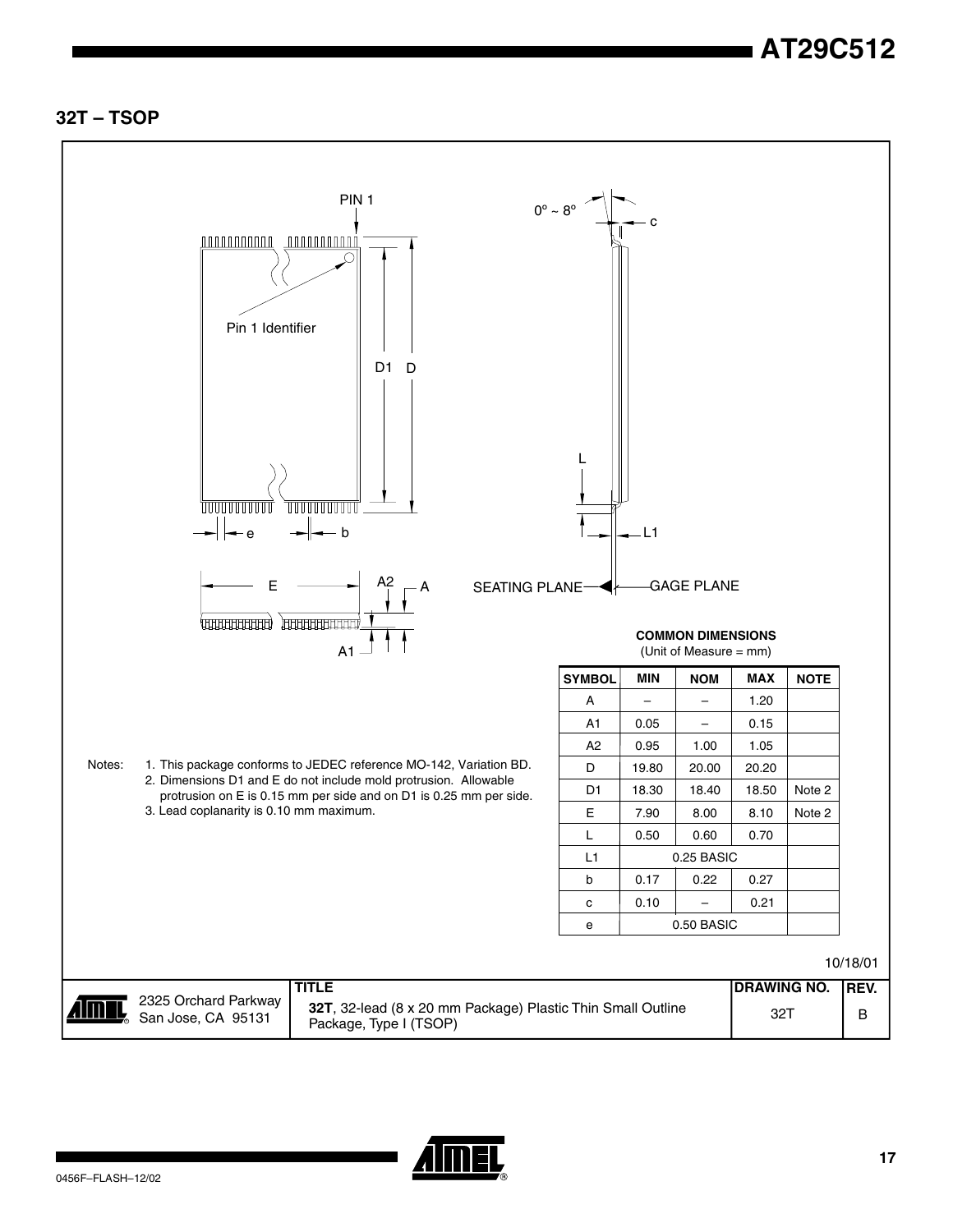## 32T – TSOP

Notes:
1. This package conforms to JEDEC reference MO-142, Variation BD.
2. Dimensions D1 and E do not include mold protrusion. Allowable protrusion on E is 0.15 mm per side and on D1 is 0.25 mm per side.
3. Lead coplanarity is 0.10 mm maximum.

**COMMON DIMENSIONS**
(Unit of Measure = mm)

| SYMBOL | MIN | NOM | MAX | NOTE |
|---|---|---|---|---|
| A | – | – | 1.20 | |
| A1 | 0.05 | – | 0.15 | |
| A2 | 0.95 | 1.00 | 1.05 | |
| D | 19.80 | 20.00 | 20.20 | |
| D1 | 18.30 | 18.40 | 18.50 | Note 2 |
| E | 7.90 | 8.00 | 8.10 | Note 2 |
| L | 0.50 | 0.60 | 0.70 | |
| L1 | | 0.25 BASIC | | |
| b | 0.17 | 0.22 | 0.27 | |
| c | 0.10 | – | 0.21 | |
| e | | 0.50 BASIC | | |

10/18/01

| | TITLE | DRAWING NO. | REV. |
|---|---|---|---|
| 2325 Orchard Parkway San Jose, CA 95131 | **32T**, 32-lead (8 x 20 mm Package) Plastic Thin Small Outline Package, Type I (TSOP) | 32T | B |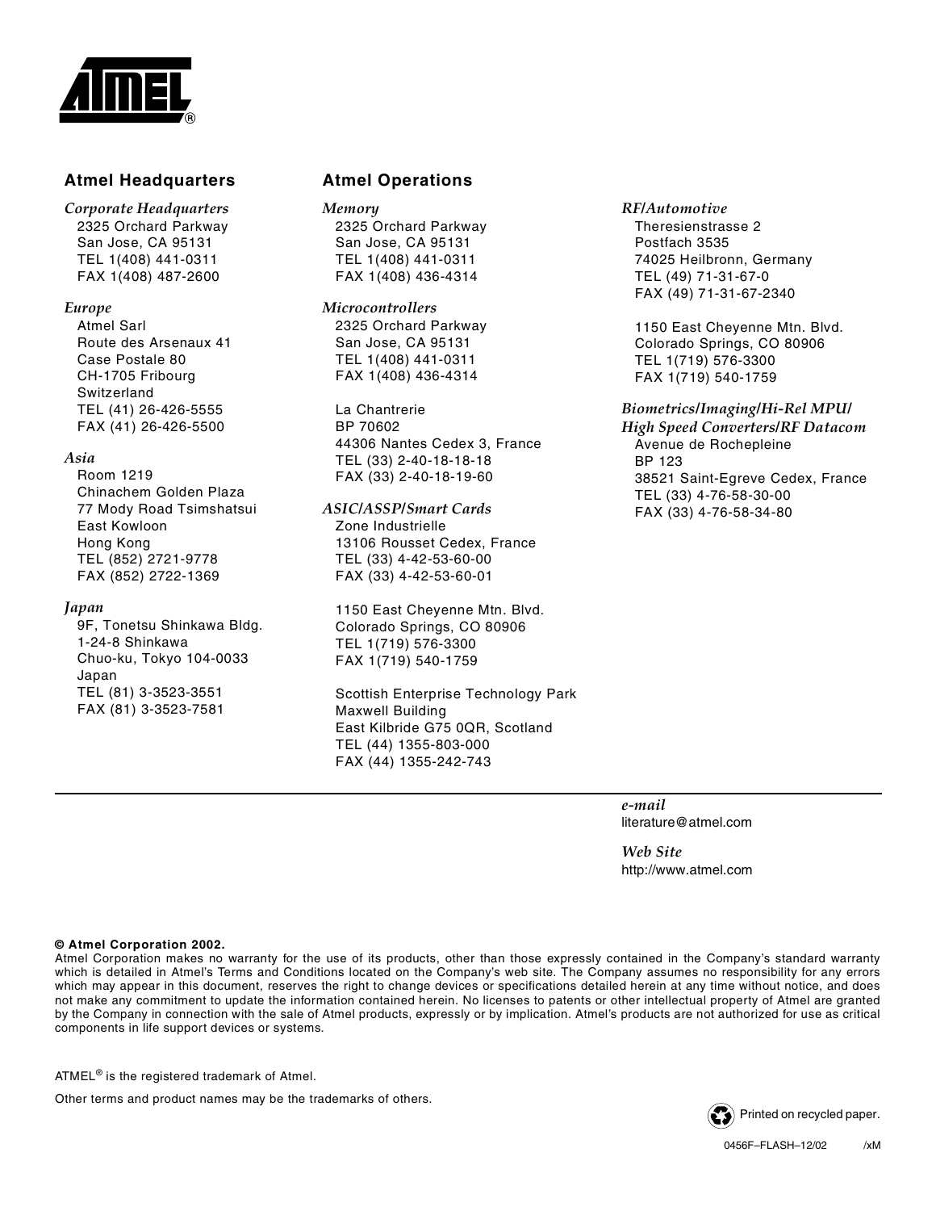## Atmel Headquarters

*Corporate Headquarters*
2325 Orchard Parkway
San Jose, CA 95131
TEL 1(408) 441-0311
FAX 1(408) 487-2600

*Europe*
Atmel Sarl
Route des Arsenaux 41
Case Postale 80
CH-1705 Fribourg
Switzerland
TEL (41) 26-426-5555
FAX (41) 26-426-5500

*Asia*
Room 1219
Chinachem Golden Plaza
77 Mody Road Tsimshatsui
East Kowloon
Hong Kong
TEL (852) 2721-9778
FAX (852) 2722-1369

*Japan*
9F, Tonetsu Shinkawa Bldg.
1-24-8 Shinkawa
Chuo-ku, Tokyo 104-0033
Japan
TEL (81) 3-3523-3551
FAX (81) 3-3523-7581

## Atmel Operations

*Memory*
2325 Orchard Parkway
San Jose, CA 95131
TEL 1(408) 441-0311
FAX 1(408) 436-4314

*Microcontrollers*
2325 Orchard Parkway
San Jose, CA 95131
TEL 1(408) 441-0311
FAX 1(408) 436-4314

La Chantrerie
BP 70602
44306 Nantes Cedex 3, France
TEL (33) 2-40-18-18-18
FAX (33) 2-40-18-19-60

*ASIC/ASSP/Smart Cards*
Zone Industrielle
13106 Rousset Cedex, France
TEL (33) 4-42-53-60-00
FAX (33) 4-42-53-60-01

1150 East Cheyenne Mtn. Blvd.
Colorado Springs, CO 80906
TEL 1(719) 576-3300
FAX 1(719) 540-1759

Scottish Enterprise Technology Park
Maxwell Building
East Kilbride G75 0QR, Scotland
TEL (44) 1355-803-000
FAX (44) 1355-242-743

*RF/Automotive*
Theresienstrasse 2
Postfach 3535
74025 Heilbronn, Germany
TEL (49) 71-31-67-0
FAX (49) 71-31-67-2340

1150 East Cheyenne Mtn. Blvd.
Colorado Springs, CO 80906
TEL 1(719) 576-3300
FAX 1(719) 540-1759

*Biometrics/Imaging/Hi-Rel MPU/*
*High Speed Converters/RF Datacom*
Avenue de Rochepleine
BP 123
38521 Saint-Egreve Cedex, France
TEL (33) 4-76-58-30-00
FAX (33) 4-76-58-34-80

*e-mail*
literature@atmel.com

*Web Site*
http://www.atmel.com

**© Atmel Corporation 2002.**
Atmel Corporation makes no warranty for the use of its products, other than those expressly contained in the Company's standard warranty which is detailed in Atmel's Terms and Conditions located on the Company's web site. The Company assumes no responsibility for any errors which may appear in this document, reserves the right to change devices or specifications detailed herein at any time without notice, and does not make any commitment to update the information contained herein. No licenses to patents or other intellectual property of Atmel are granted by the Company in connection with the sale of Atmel products, expressly or by implication. Atmel's products are not authorized for use as critical components in life support devices or systems.

ATMEL® is the registered trademark of Atmel.

Other terms and product names may be the trademarks of others.

Printed on recycled paper.

0456F–FLASH–12/02 /xM